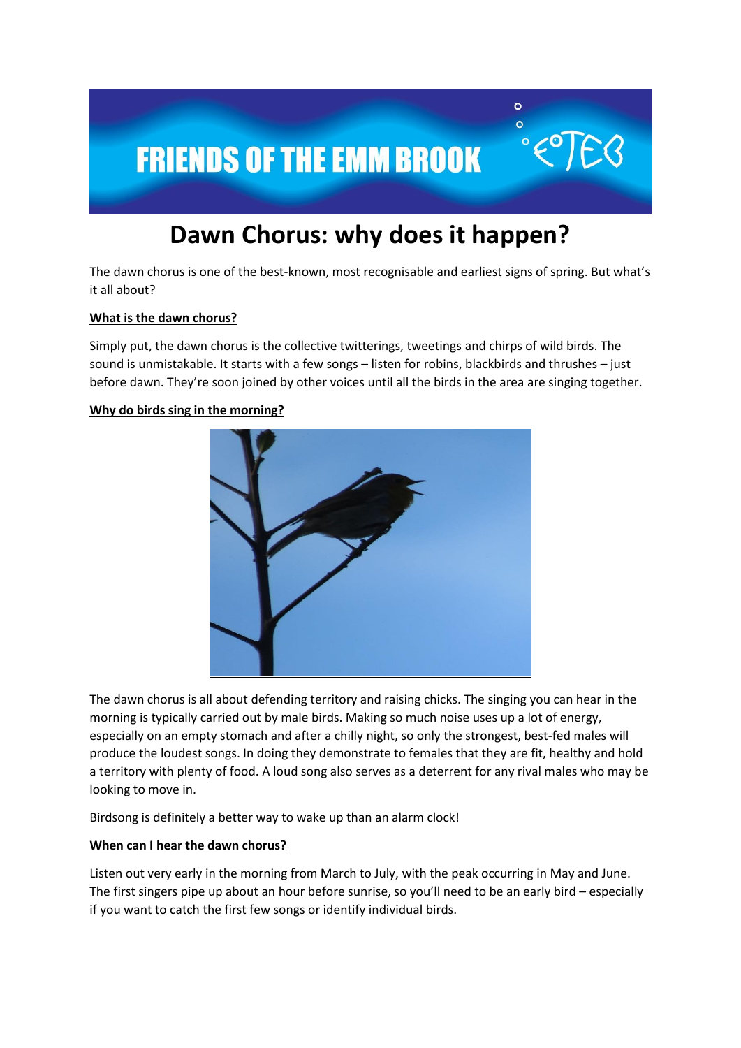FRIENDS OF THE EMM BROOK

# Dawn Chorus: why does it happen?

The dawn chorus is one of the best-known, most recognisable and earliest signs of spring. But what's it all about?

**What is the dawn chorus?**

Simply put, the dawn chorus is the collective twitterings, tweetings and chirps of wild birds. The sound is unmistakable. It starts with a few songs – listen for robins, blackbirds and thrushes – just before dawn. They're soon joined by other voices until all the birds in the area are singing together.

**Why do birds sing in the morning?**

The dawn chorus is all about defending territory and raising chicks. The singing you can hear in the morning is typically carried out by male birds. Making so much noise uses up a lot of energy, especially on an empty stomach and after a chilly night, so only the strongest, best-fed males will produce the loudest songs. In doing they demonstrate to females that they are fit, healthy and hold a territory with plenty of food. A loud song also serves as a deterrent for any rival males who may be looking to move in.

Birdsong is definitely a better way to wake up than an alarm clock!

**When can I hear the dawn chorus?**

Listen out very early in the morning from March to July, with the peak occurring in May and June. The first singers pipe up about an hour before sunrise, so you'll need to be an early bird – especially if you want to catch the first few songs or identify individual birds.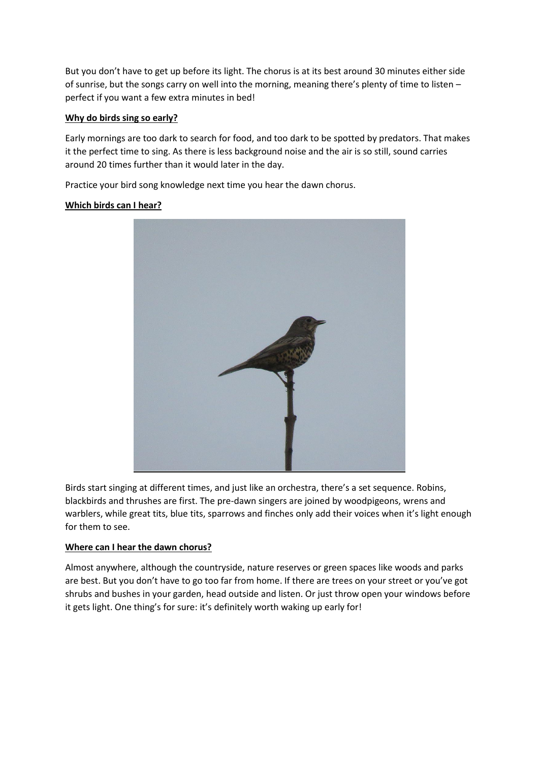But you don't have to get up before its light. The chorus is at its best around 30 minutes either side of sunrise, but the songs carry on well into the morning, meaning there's plenty of time to listen – perfect if you want a few extra minutes in bed!

**Why do birds sing so early?**

Early mornings are too dark to search for food, and too dark to be spotted by predators. That makes it the perfect time to sing. As there is less background noise and the air is so still, sound carries around 20 times further than it would later in the day.

Practice your bird song knowledge next time you hear the dawn chorus.

**Which birds can I hear?**

Birds start singing at different times, and just like an orchestra, there's a set sequence. Robins, blackbirds and thrushes are first. The pre-dawn singers are joined by woodpigeons, wrens and warblers, while great tits, blue tits, sparrows and finches only add their voices when it's light enough for them to see.

**Where can I hear the dawn chorus?**

Almost anywhere, although the countryside, nature reserves or green spaces like woods and parks are best. But you don't have to go too far from home. If there are trees on your street or you've got shrubs and bushes in your garden, head outside and listen. Or just throw open your windows before it gets light. One thing's for sure: it's definitely worth waking up early for!